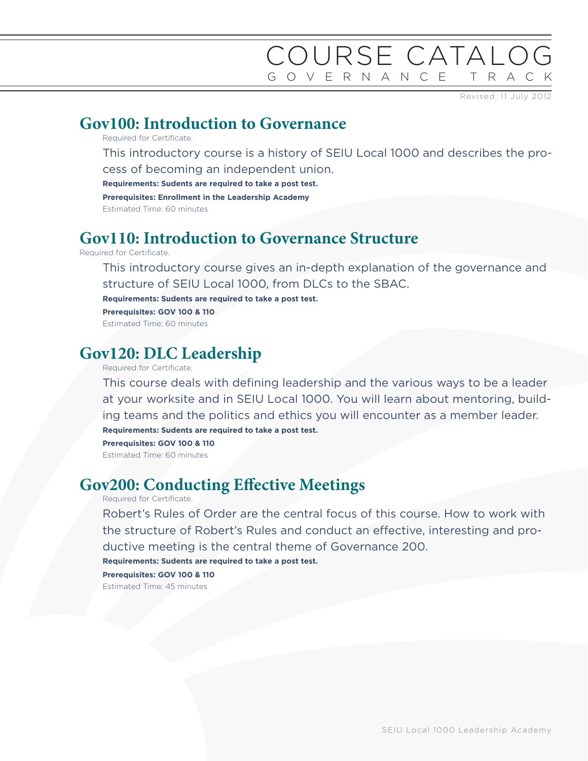# COURSE CATALOG
## GOVERNANCE TRACK

Revised: 11 July 2012

## Gov100: Introduction to Governance

Required for Certificate.

This introductory course is a history of SEIU Local 1000 and describes the process of becoming an independent union.

**Requirements: Sudents are required to take a post test.**

**Prerequisites: Enrollment in the Leadership Academy**

Estimated Time: 60 minutes

## Gov110: Introduction to Governance Structure

Required for Certificate.

This introductory course gives an in-depth explanation of the governance and structure of SEIU Local 1000, from DLCs to the SBAC.

**Requirements: Sudents are required to take a post test.**

**Prerequisites: GOV 100 & 110**

Estimated Time: 60 minutes

## Gov120: DLC Leadership

Required for Certificate.

This course deals with defining leadership and the various ways to be a leader at your worksite and in SEIU Local 1000. You will learn about mentoring, building teams and the politics and ethics you will encounter as a member leader.

**Requirements: Sudents are required to take a post test.**

**Prerequisites: GOV 100 & 110**

Estimated Time: 60 minutes

## Gov200: Conducting Effective Meetings

Required for Certificate.

Robert's Rules of Order are the central focus of this course. How to work with the structure of Robert's Rules and conduct an effective, interesting and productive meeting is the central theme of Governance 200.

**Requirements: Sudents are required to take a post test.**

**Prerequisites: GOV 100 & 110**

Estimated Time: 45 minutes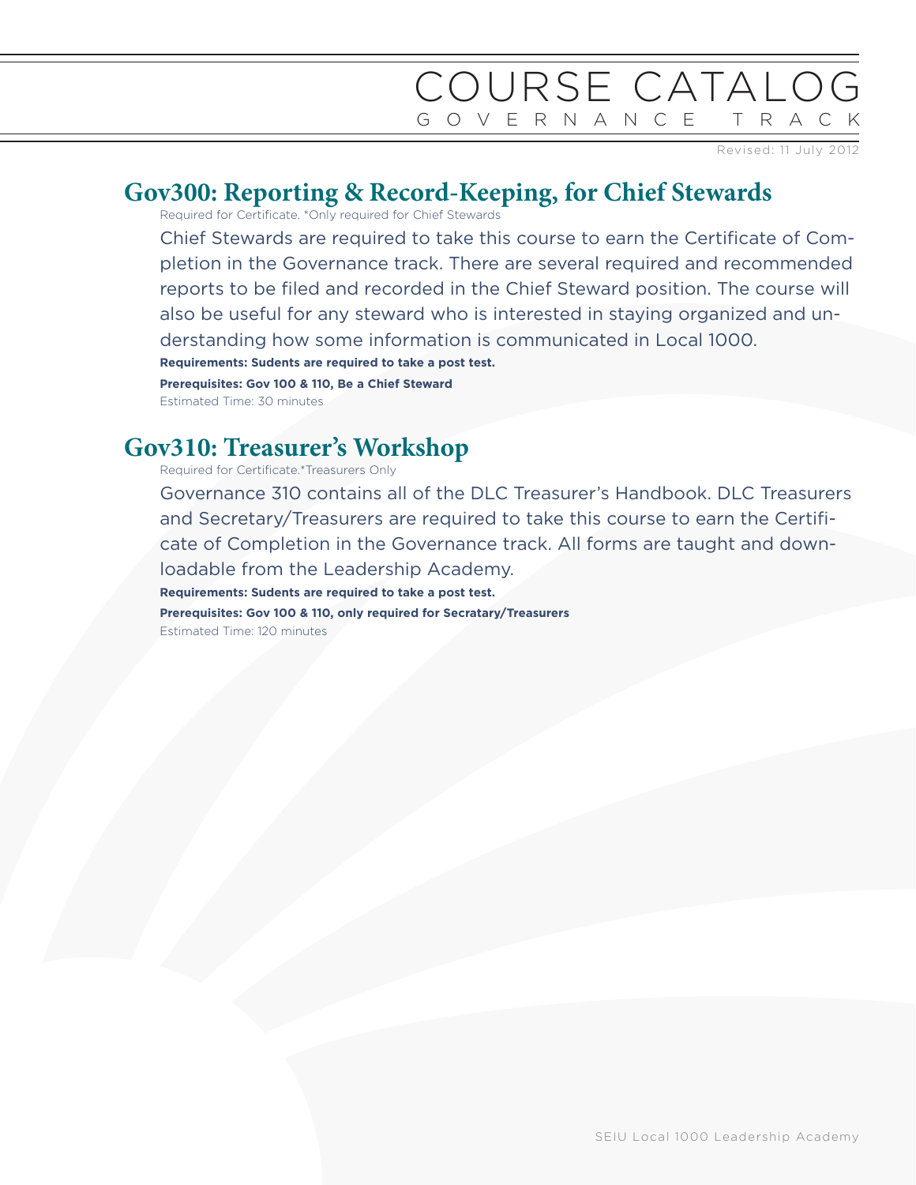# COURSE CATALOG
GOVERNANCE TRACK

Revised: 11 July 2012

## Gov300: Reporting & Record-Keeping, for Chief Stewards

Required for Certificate. *Only required for Chief Stewards

Chief Stewards are required to take this course to earn the Certificate of Completion in the Governance track. There are several required and recommended reports to be filed and recorded in the Chief Steward position. The course will also be useful for any steward who is interested in staying organized and understanding how some information is communicated in Local 1000.

**Requirements: Sudents are required to take a post test.**

**Prerequisites: Gov 100 & 110, Be a Chief Steward**

Estimated Time: 30 minutes

## Gov310: Treasurer's Workshop

Required for Certificate.*Treasurers Only

Governance 310 contains all of the DLC Treasurer's Handbook. DLC Treasurers and Secretary/Treasurers are required to take this course to earn the Certificate of Completion in the Governance track. All forms are taught and downloadable from the Leadership Academy.

**Requirements: Sudents are required to take a post test.**

**Prerequisites: Gov 100 & 110, only required for Secratary/Treasurers**

Estimated Time: 120 minutes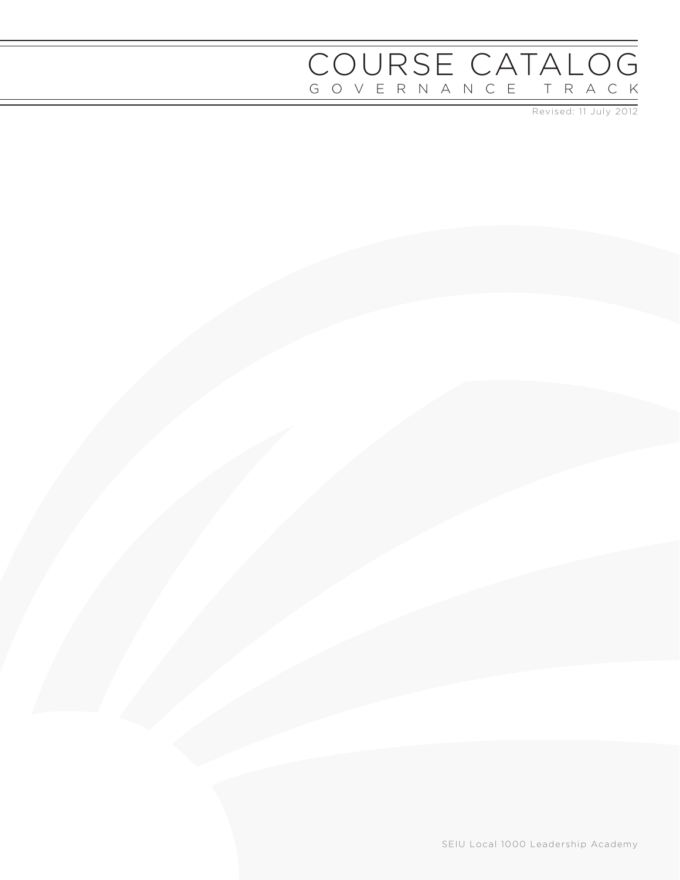# COURSE CATALOG

## GOVERNANCE TRACK

Revised: 11 July 2012

SEIU Local 1000 Leadership Academy